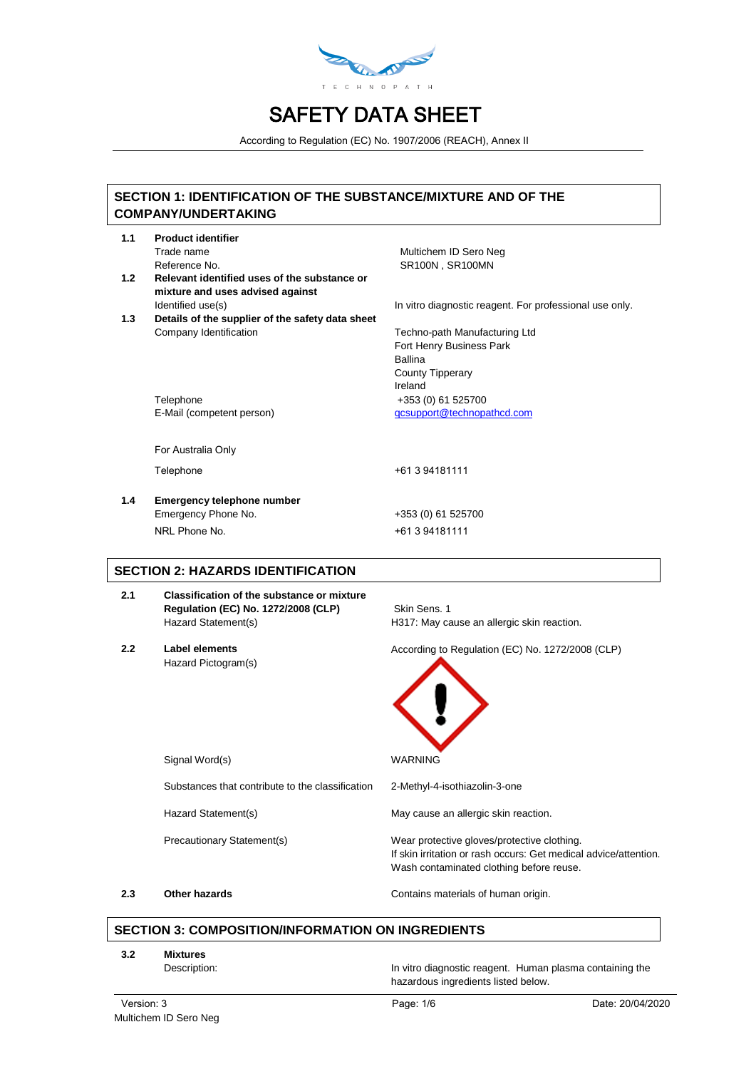# SAFETY DATA SHEET

According to Regulation (EC) No. 1907/2006 (REACH), Annex II

## SECTION 1: IDENTIFICATION OF THE SUBSTANCE/MIXTURE AND OF THE COMPANY/UNDERTAKING

| | | |
|---|---|---|
| **1.1** | **Product identifier** | |
| | Trade name | Multichem ID Sero Neg |
| | Reference No. | SR100N , SR100MN |
| **1.2** | **Relevant identified uses of the substance or mixture and uses advised against** | |
| | Identified use(s) | In vitro diagnostic reagent. For professional use only. |
| **1.3** | **Details of the supplier of the safety data sheet** | |
| | Company Identification | Techno-path Manufacturing Ltd<br>Fort Henry Business Park<br>Ballina<br>County Tipperary<br>Ireland |
| | Telephone | +353 (0) 61 525700 |
| | E-Mail (competent person) | qcsupport@technopathcd.com |
| | For Australia Only | |
| | Telephone | +61 3 94181111 |
| **1.4** | **Emergency telephone number** | |
| | Emergency Phone No. | +353 (0) 61 525700 |
| | NRL Phone No. | +61 3 94181111 |

## SECTION 2: HAZARDS IDENTIFICATION

| | | |
|---|---|---|
| **2.1** | **Classification of the substance or mixture** | |
| | **Regulation (EC) No. 1272/2008 (CLP)** | Skin Sens. 1 |
| | Hazard Statement(s) | H317: May cause an allergic skin reaction. |
| **2.2** | **Label elements** | According to Regulation (EC) No. 1272/2008 (CLP) |
| | Hazard Pictogram(s) | |
| | Signal Word(s) | WARNING |
| | Substances that contribute to the classification | 2-Methyl-4-isothiazolin-3-one |
| | Hazard Statement(s) | May cause an allergic skin reaction. |
| | Precautionary Statement(s) | Wear protective gloves/protective clothing.<br>If skin irritation or rash occurs: Get medical advice/attention.<br>Wash contaminated clothing before reuse. |
| **2.3** | **Other hazards** | Contains materials of human origin. |

## SECTION 3: COMPOSITION/INFORMATION ON INGREDIENTS

| | | |
|---|---|---|
| **3.2** | **Mixtures** | |
| | Description: | In vitro diagnostic reagent. Human plasma containing the hazardous ingredients listed below. |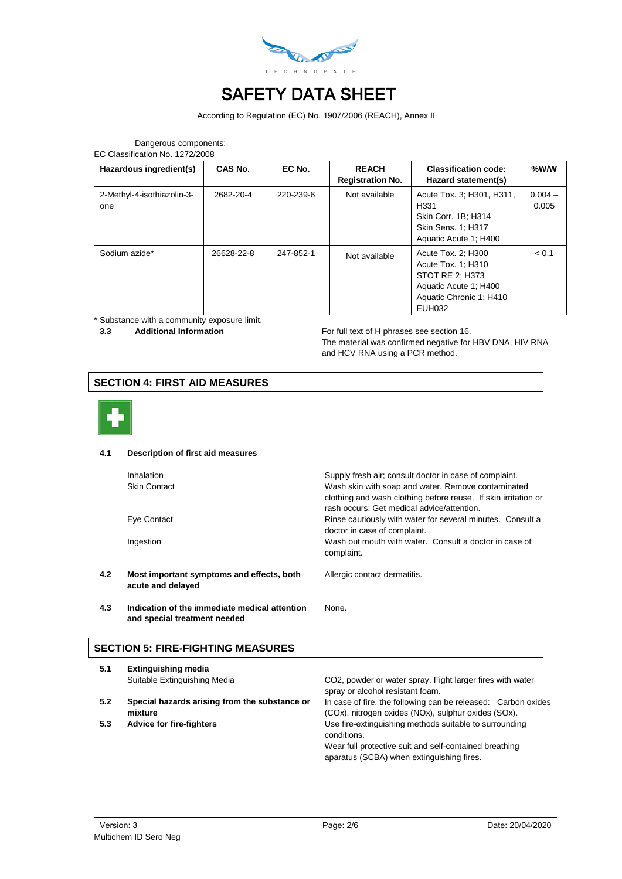Dangerous components:
EC Classification No. 1272/2008

| Hazardous ingredient(s) | CAS No. | EC No. | REACH Registration No. | Classification code: Hazard statement(s) | %W/W |
|---|---|---|---|---|---|
| 2-Methyl-4-isothiazolin-3-one | 2682-20-4 | 220-239-6 | Not available | Acute Tox. 3; H301, H311, H331<br>Skin Corr. 1B; H314<br>Skin Sens. 1; H317<br>Aquatic Acute 1; H400 | 0.004 – 0.005 |
| Sodium azide* | 26628-22-8 | 247-852-1 | Not available | Acute Tox. 2; H300<br>Acute Tox. 1; H310<br>STOT RE 2; H373<br>Aquatic Acute 1; H400<br>Aquatic Chronic 1; H410<br>EUH032 | < 0.1 |

\* Substance with a community exposure limit.

**3.3 Additional Information**

For full text of H phrases see section 16.
The material was confirmed negative for HBV DNA, HIV RNA and HCV RNA using a PCR method.

## SECTION 4: FIRST AID MEASURES

**4.1 Description of first aid measures**

- Inhalation: Supply fresh air; consult doctor in case of complaint.
- Skin Contact: Wash skin with soap and water. Remove contaminated clothing and wash clothing before reuse. If skin irritation or rash occurs: Get medical advice/attention.
- Eye Contact: Rinse cautiously with water for several minutes. Consult a doctor in case of complaint.
- Ingestion: Wash out mouth with water. Consult a doctor in case of complaint.

**4.2 Most important symptoms and effects, both acute and delayed**

Allergic contact dermatitis.

**4.3 Indication of the immediate medical attention and special treatment needed**

None.

## SECTION 5: FIRE-FIGHTING MEASURES

**5.1 Extinguishing media**

Suitable Extinguishing Media: $CO_2$, powder or water spray. Fight larger fires with water spray or alcohol resistant foam.

**5.2 Special hazards arising from the substance or mixture**

In case of fire, the following can be released: Carbon oxides ($CO_x$), nitrogen oxides ($NO_x$), sulphur oxides ($SO_x$).

**5.3 Advice for fire-fighters**

Use fire-extinguishing methods suitable to surrounding conditions.
Wear full protective suit and self-contained breathing aparatus (SCBA) when extinguishing fires.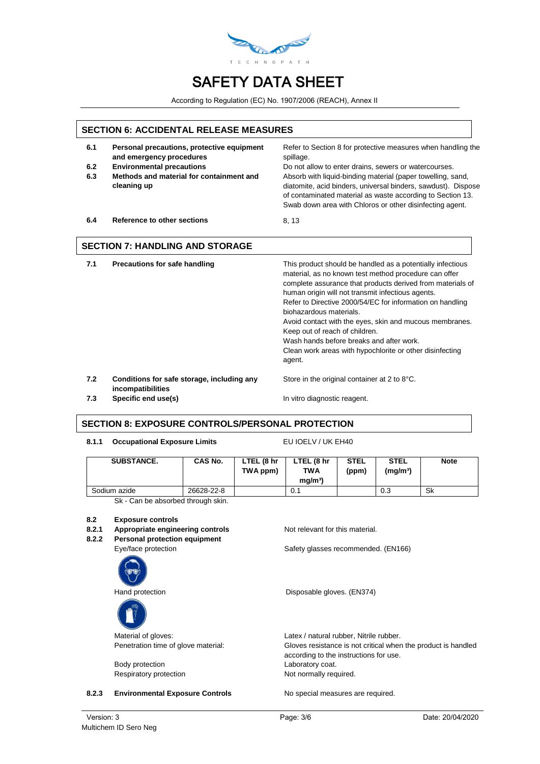# SAFETY DATA SHEET

According to Regulation (EC) No. 1907/2006 (REACH), Annex II

## SECTION 6: ACCIDENTAL RELEASE MEASURES

**6.1 Personal precautions, protective equipment and emergency procedures**
Refer to Section 8 for protective measures when handling the spillage.

**6.2 Environmental precautions**
Do not allow to enter drains, sewers or watercourses.

**6.3 Methods and material for containment and cleaning up**
Absorb with liquid-binding material (paper towelling, sand, diatomite, acid binders, universal binders, sawdust). Dispose of contaminated material as waste according to Section 13. Swab down area with Chloros or other disinfecting agent.

**6.4 Reference to other sections**
8, 13

## SECTION 7: HANDLING AND STORAGE

**7.1 Precautions for safe handling**
This product should be handled as a potentially infectious material, as no known test method procedure can offer complete assurance that products derived from materials of human origin will not transmit infectious agents.
Refer to Directive 2000/54/EC for information on handling biohazardous materials.
Avoid contact with the eyes, skin and mucous membranes.
Keep out of reach of children.
Wash hands before breaks and after work.
Clean work areas with hypochlorite or other disinfecting agent.

**7.2 Conditions for safe storage, including any incompatibilities**
Store in the original container at 2 to 8°C.

**7.3 Specific end use(s)**
In vitro diagnostic reagent.

## SECTION 8: EXPOSURE CONTROLS/PERSONAL PROTECTION

**8.1.1 Occupational Exposure Limits**
EU IOELV / UK EH40

| SUBSTANCE. | CAS No. | LTEL (8 hr TWA ppm) | LTEL (8 hr TWA mg/m³) | STEL (ppm) | STEL (mg/m³) | Note |
|---|---|---|---|---|---|---|
| Sodium azide | 26628-22-8 | | 0.1 | | 0.3 | Sk |

Sk - Can be absorbed through skin.

**8.2 Exposure controls**

**8.2.1 Appropriate engineering controls**
Not relevant for this material.

**8.2.2 Personal protection equipment**

Eye/face protection: Safety glasses recommended. (EN166)

Hand protection: Disposable gloves. (EN374)

Material of gloves: Latex / natural rubber, Nitrile rubber.

Penetration time of glove material: Gloves resistance is not critical when the product is handled according to the instructions for use.

Body protection: Laboratory coat.

Respiratory protection: Not normally required.

**8.2.3 Environmental Exposure Controls**
No special measures are required.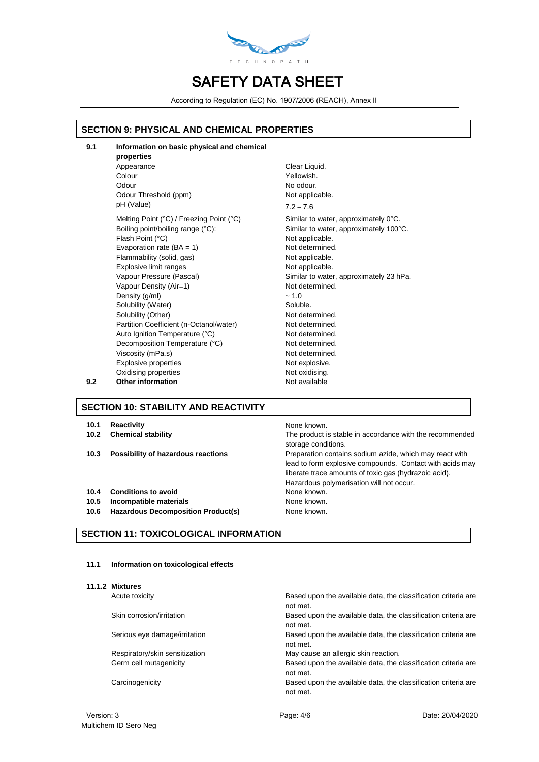## SECTION 9: PHYSICAL AND CHEMICAL PROPERTIES

**9.1 Information on basic physical and chemical properties**

| | |
|---|---|
| Appearance | Clear Liquid. |
| Colour | Yellowish. |
| Odour | No odour. |
| Odour Threshold (ppm) | Not applicable. |
| pH (Value) | 7.2 – 7.6 |
| Melting Point (°C) / Freezing Point (°C) | Similar to water, approximately 0°C. |
| Boiling point/boiling range (°C): | Similar to water, approximately 100°C. |
| Flash Point (°C) | Not applicable. |
| Evaporation rate (BA = 1) | Not determined. |
| Flammability (solid, gas) | Not applicable. |
| Explosive limit ranges | Not applicable. |
| Vapour Pressure (Pascal) | Similar to water, approximately 23 hPa. |
| Vapour Density (Air=1) | Not determined. |
| Density (g/ml) | ~ 1.0 |
| Solubility (Water) | Soluble. |
| Solubility (Other) | Not determined. |
| Partition Coefficient (n-Octanol/water) | Not determined. |
| Auto Ignition Temperature (°C) | Not determined. |
| Decomposition Temperature (°C) | Not determined. |
| Viscosity (mPa.s) | Not determined. |
| Explosive properties | Not explosive. |
| Oxidising properties | Not oxidising. |

**9.2 Other information** Not available

## SECTION 10: STABILITY AND REACTIVITY

| | | |
|---|---|---|
| **10.1** | **Reactivity** | None known. |
| **10.2** | **Chemical stability** | The product is stable in accordance with the recommended storage conditions. |
| **10.3** | **Possibility of hazardous reactions** | Preparation contains sodium azide, which may react with lead to form explosive compounds. Contact with acids may liberate trace amounts of toxic gas (hydrazoic acid). Hazardous polymerisation will not occur. |
| **10.4** | **Conditions to avoid** | None known. |
| **10.5** | **Incompatible materials** | None known. |
| **10.6** | **Hazardous Decomposition Product(s)** | None known. |

## SECTION 11: TOXICOLOGICAL INFORMATION

**11.1 Information on toxicological effects**

**11.1.2 Mixtures**

| | |
|---|---|
| Acute toxicity | Based upon the available data, the classification criteria are not met. |
| Skin corrosion/irritation | Based upon the available data, the classification criteria are not met. |
| Serious eye damage/irritation | Based upon the available data, the classification criteria are not met. |
| Respiratory/skin sensitization | May cause an allergic skin reaction. |
| Germ cell mutagenicity | Based upon the available data, the classification criteria are not met. |
| Carcinogenicity | Based upon the available data, the classification criteria are not met. |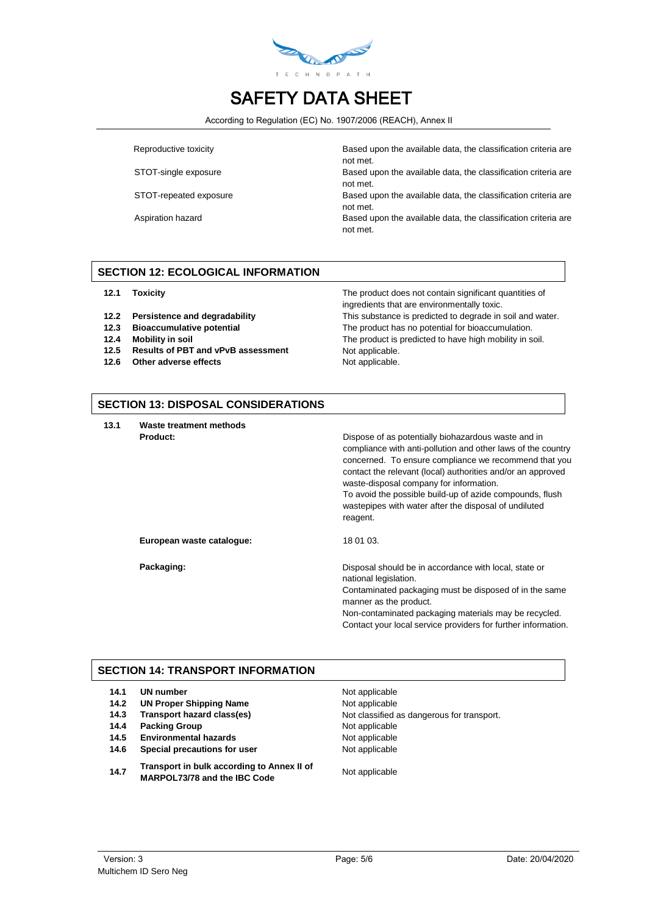| | |
|---|---|
| Reproductive toxicity | Based upon the available data, the classification criteria are not met. |
| STOT-single exposure | Based upon the available data, the classification criteria are not met. |
| STOT-repeated exposure | Based upon the available data, the classification criteria are not met. |
| Aspiration hazard | Based upon the available data, the classification criteria are not met. |

## SECTION 12: ECOLOGICAL INFORMATION

| | | |
|---|---|---|
| **12.1** | **Toxicity** | The product does not contain significant quantities of ingredients that are environmentally toxic. |
| **12.2** | **Persistence and degradability** | This substance is predicted to degrade in soil and water. |
| **12.3** | **Bioaccumulative potential** | The product has no potential for bioaccumulation. |
| **12.4** | **Mobility in soil** | The product is predicted to have high mobility in soil. |
| **12.5** | **Results of PBT and vPvB assessment** | Not applicable. |
| **12.6** | **Other adverse effects** | Not applicable. |

## SECTION 13: DISPOSAL CONSIDERATIONS

**13.1 Waste treatment methods**

| | |
|---|---|
| **Product:** | Dispose of as potentially biohazardous waste and in compliance with anti-pollution and other laws of the country concerned. To ensure compliance we recommend that you contact the relevant (local) authorities and/or an approved waste-disposal company for information.<br>To avoid the possible build-up of azide compounds, flush wastepipes with water after the disposal of undiluted reagent. |
| **European waste catalogue:** | 18 01 03. |
| **Packaging:** | Disposal should be in accordance with local, state or national legislation.<br>Contaminated packaging must be disposed of in the same manner as the product.<br>Non-contaminated packaging materials may be recycled.<br>Contact your local service providers for further information. |

## SECTION 14: TRANSPORT INFORMATION

| | | |
|---|---|---|
| **14.1** | **UN number** | Not applicable |
| **14.2** | **UN Proper Shipping Name** | Not applicable |
| **14.3** | **Transport hazard class(es)** | Not classified as dangerous for transport. |
| **14.4** | **Packing Group** | Not applicable |
| **14.5** | **Environmental hazards** | Not applicable |
| **14.6** | **Special precautions for user** | Not applicable |
| **14.7** | **Transport in bulk according to Annex II of MARPOL73/78 and the IBC Code** | Not applicable |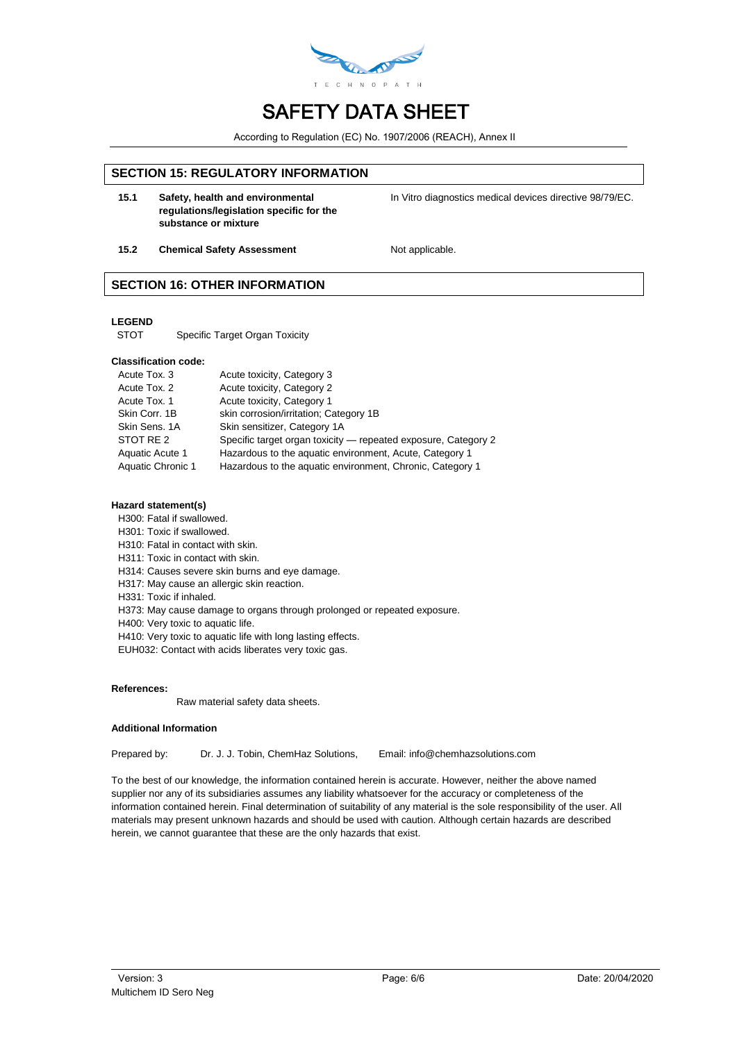# SAFETY DATA SHEET

According to Regulation (EC) No. 1907/2006 (REACH), Annex II

## SECTION 15: REGULATORY INFORMATION

| | | |
|---|---|---|
| **15.1** | **Safety, health and environmental regulations/legislation specific for the substance or mixture** | In Vitro diagnostics medical devices directive 98/79/EC. |
| **15.2** | **Chemical Safety Assessment** | Not applicable. |

## SECTION 16: OTHER INFORMATION

**LEGEND**

STOT Specific Target Organ Toxicity

**Classification code:**

| | |
|---|---|
| Acute Tox. 3 | Acute toxicity, Category 3 |
| Acute Tox. 2 | Acute toxicity, Category 2 |
| Acute Tox. 1 | Acute toxicity, Category 1 |
| Skin Corr. 1B | skin corrosion/irritation; Category 1B |
| Skin Sens. 1A | Skin sensitizer, Category 1A |
| STOT RE 2 | Specific target organ toxicity — repeated exposure, Category 2 |
| Aquatic Acute 1 | Hazardous to the aquatic environment, Acute, Category 1 |
| Aquatic Chronic 1 | Hazardous to the aquatic environment, Chronic, Category 1 |

**Hazard statement(s)**

H300: Fatal if swallowed.
H301: Toxic if swallowed.
H310: Fatal in contact with skin.
H311: Toxic in contact with skin.
H314: Causes severe skin burns and eye damage.
H317: May cause an allergic skin reaction.
H331: Toxic if inhaled.
H373: May cause damage to organs through prolonged or repeated exposure.
H400: Very toxic to aquatic life.
H410: Very toxic to aquatic life with long lasting effects.
EUH032: Contact with acids liberates very toxic gas.

**References:**

Raw material safety data sheets.

**Additional Information**

Prepared by: Dr. J. J. Tobin, ChemHaz Solutions, Email: info@chemhazsolutions.com

To the best of our knowledge, the information contained herein is accurate. However, neither the above named supplier nor any of its subsidiaries assumes any liability whatsoever for the accuracy or completeness of the information contained herein. Final determination of suitability of any material is the sole responsibility of the user. All materials may present unknown hazards and should be used with caution. Although certain hazards are described herein, we cannot guarantee that these are the only hazards that exist.